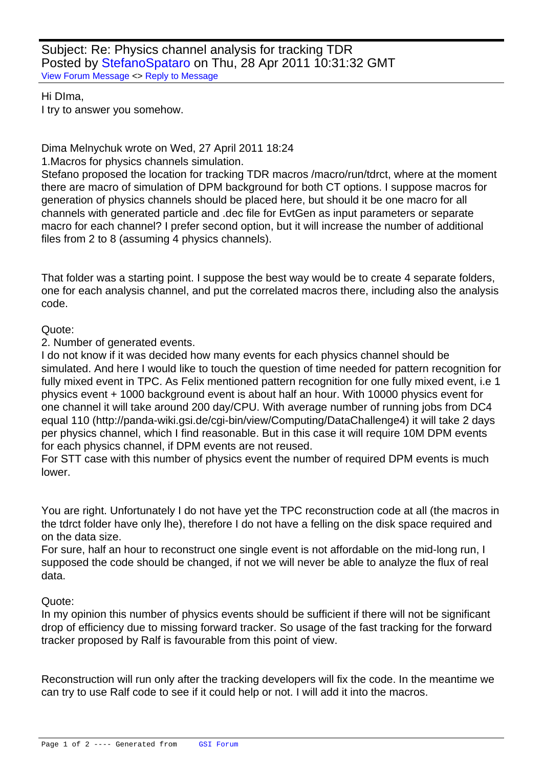Subject: Re: Physics channel analysis for tracking TDR
Posted by StefanoSpataro on Thu, 28 Apr 2011 10:31:32 GMT
View Forum Message <> Reply to Message

Hi DIma,
I try to answer you somehow.

Dima Melnychuk wrote on Wed, 27 April 2011 18:24
1.Macros for physics channels simulation.
Stefano proposed the location for tracking TDR macros /macro/run/tdrct, where at the moment there are macro of simulation of DPM background for both CT options. I suppose macros for generation of physics channels should be placed here, but should it be one macro for all channels with generated particle and .dec file for EvtGen as input parameters or separate macro for each channel? I prefer second option, but it will increase the number of additional files from 2 to 8 (assuming 4 physics channels).

That folder was a starting point. I suppose the best way would be to create 4 separate folders, one for each analysis channel, and put the correlated macros there, including also the analysis code.

Quote:
2. Number of generated events.
I do not know if it was decided how many events for each physics channel should be simulated. And here I would like to touch the question of time needed for pattern recognition for fully mixed event in TPC. As Felix mentioned pattern recognition for one fully mixed event, i.e 1 physics event + 1000 background event is about half an hour. With 10000 physics event for one channel it will take around 200 day/CPU. With average number of running jobs from DC4 equal 110 (http://panda-wiki.gsi.de/cgi-bin/view/Computing/DataChallenge4) it will take 2 days per physics channel, which I find reasonable. But in this case it will require 10M DPM events for each physics channel, if DPM events are not reused.
For STT case with this number of physics event the number of required DPM events is much lower.

You are right. Unfortunately I do not have yet the TPC reconstruction code at all (the macros in the tdrct folder have only lhe), therefore I do not have a felling on the disk space required and on the data size.
For sure, half an hour to reconstruct one single event is not affordable on the mid-long run, I supposed the code should be changed, if not we will never be able to analyze the flux of real data.

Quote:
In my opinion this number of physics events should be sufficient if there will not be significant drop of efficiency due to missing forward tracker. So usage of the fast tracking for the forward tracker proposed by Ralf is favourable from this point of view.

Reconstruction will run only after the tracking developers will fix the code. In the meantime we can try to use Ralf code to see if it could help or not. I will add it into the macros.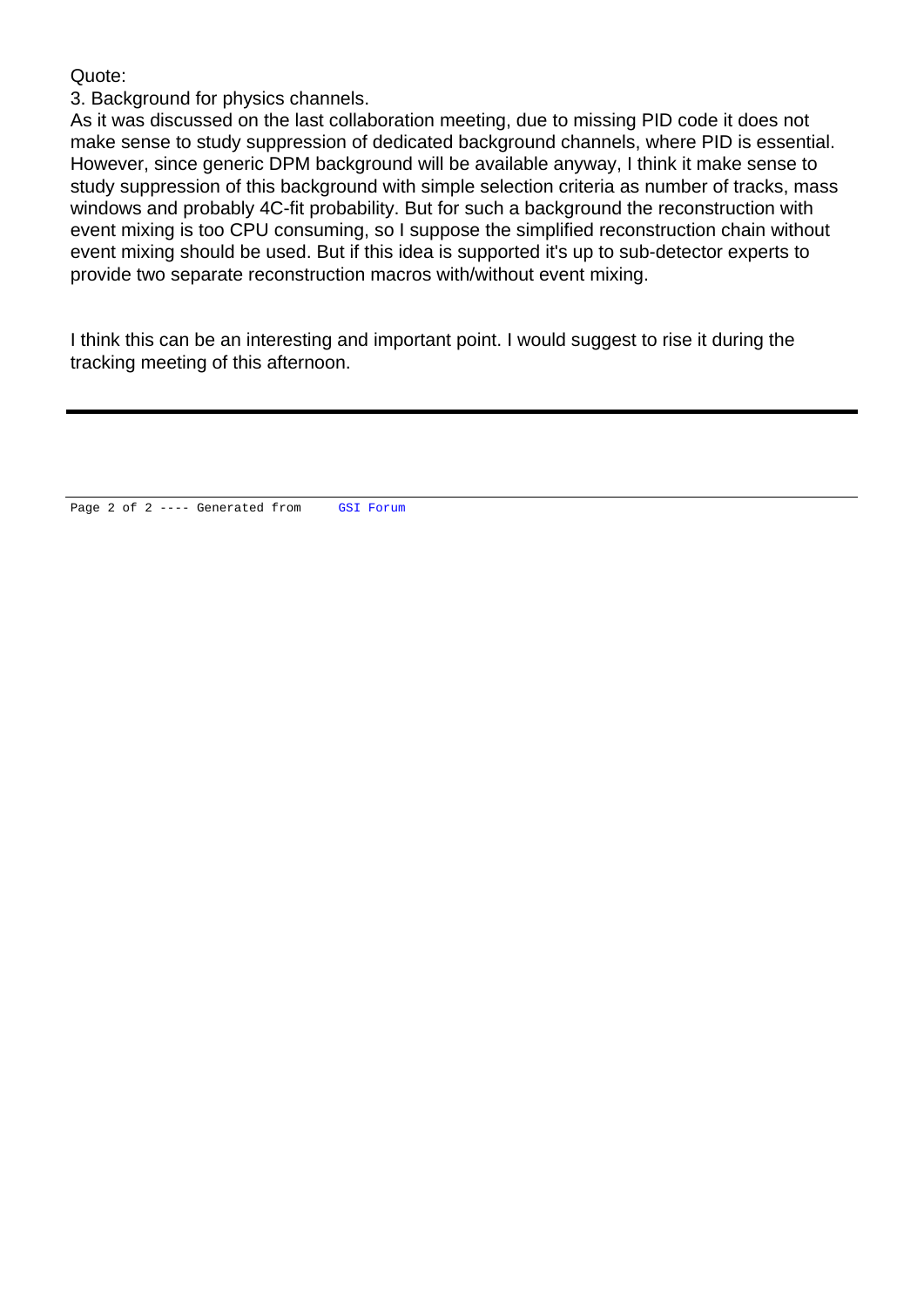Quote:

3. Background for physics channels.

As it was discussed on the last collaboration meeting, due to missing PID code it does not make sense to study suppression of dedicated background channels, where PID is essential. However, since generic DPM background will be available anyway, I think it make sense to study suppression of this background with simple selection criteria as number of tracks, mass windows and probably 4C-fit probability. But for such a background the reconstruction with event mixing is too CPU consuming, so I suppose the simplified reconstruction chain without event mixing should be used. But if this idea is supported it's up to sub-detector experts to provide two separate reconstruction macros with/without event mixing.

I think this can be an interesting and important point. I would suggest to rise it during the tracking meeting of this afternoon.